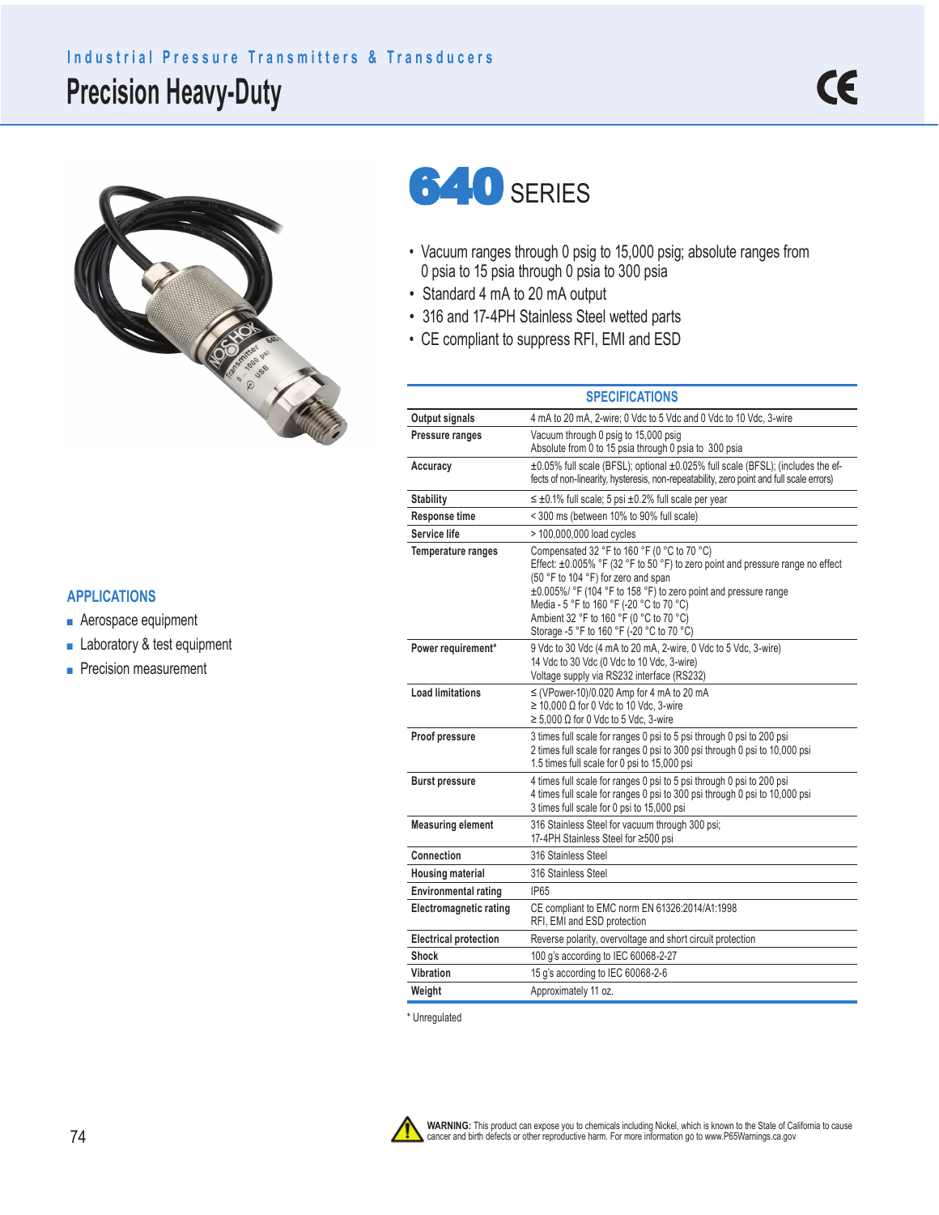Industrial Pressure Transmitters & Transducers

# Precision Heavy-Duty

CE

## 640 SERIES

- Vacuum ranges through 0 psig to 15,000 psig; absolute ranges from 0 psia to 15 psia through 0 psia to 300 psia
- Standard 4 mA to 20 mA output
- 316 and 17-4PH Stainless Steel wetted parts
- CE compliant to suppress RFI, EMI and ESD

## APPLICATIONS

- Aerospace equipment
- Laboratory & test equipment
- Precision measurement

## SPECIFICATIONS

| | |
|---|---|
| **Output signals** | 4 mA to 20 mA, 2-wire; 0 Vdc to 5 Vdc and 0 Vdc to 10 Vdc, 3-wire |
| **Pressure ranges** | Vacuum through 0 psig to 15,000 psig<br>Absolute from 0 to 15 psia through 0 psia to 300 psia |
| **Accuracy** | ±0.05% full scale (BFSL); optional ±0.025% full scale (BFSL); (includes the effects of non-linearity, hysteresis, non-repeatability, zero point and full scale errors) |
| **Stability** | ≤ ±0.1% full scale; 5 psi ±0.2% full scale per year |
| **Response time** | < 300 ms (between 10% to 90% full scale) |
| **Service life** | > 100,000,000 load cycles |
| **Temperature ranges** | Compensated 32 °F to 160 °F (0 °C to 70 °C)<br>Effect: ±0.005% °F (32 °F to 50 °F) to zero point and pressure range no effect (50 °F to 104 °F) for zero and span<br>±0.005%/ °F (104 °F to 158 °F) to zero point and pressure range<br>Media - 5 °F to 160 °F (-20 °C to 70 °C)<br>Ambient 32 °F to 160 °F (0 °C to 70 °C)<br>Storage -5 °F to 160 °F (-20 °C to 70 °C) |
| **Power requirement*** | 9 Vdc to 30 Vdc (4 mA to 20 mA, 2-wire, 0 Vdc to 5 Vdc, 3-wire)<br>14 Vdc to 30 Vdc (0 Vdc to 10 Vdc, 3-wire)<br>Voltage supply via RS232 interface (RS232) |
| **Load limitations** | ≤ (VPower-10)/0.020 Amp for 4 mA to 20 mA<br>≥ 10,000 Ω for 0 Vdc to 10 Vdc, 3-wire<br>≥ 5,000 Ω for 0 Vdc to 5 Vdc, 3-wire |
| **Proof pressure** | 3 times full scale for ranges 0 psi to 5 psi through 0 psi to 200 psi<br>2 times full scale for ranges 0 psi to 300 psi through 0 psi to 10,000 psi<br>1.5 times full scale for 0 psi to 15,000 psi |
| **Burst pressure** | 4 times full scale for ranges 0 psi to 5 psi through 0 psi to 200 psi<br>4 times full scale for ranges 0 psi to 300 psi through 0 psi to 10,000 psi<br>3 times full scale for 0 psi to 15,000 psi |
| **Measuring element** | 316 Stainless Steel for vacuum through 300 psi;<br>17-4PH Stainless Steel for ≥500 psi |
| **Connection** | 316 Stainless Steel |
| **Housing material** | 316 Stainless Steel |
| **Environmental rating** | IP65 |
| **Electromagnetic rating** | CE compliant to EMC norm EN 61326:2014/A1:1998<br>RFI, EMI and ESD protection |
| **Electrical protection** | Reverse polarity, overvoltage and short circuit protection |
| **Shock** | 100 g's according to IEC 60068-2-27 |
| **Vibration** | 15 g's according to IEC 60068-2-6 |
| **Weight** | Approximately 11 oz. |

* Unregulated

**WARNING:** This product can expose you to chemicals including Nickel, which is known to the State of California to cause cancer and birth defects or other reproductive harm. For more information go to www.P65Warnings.ca.gov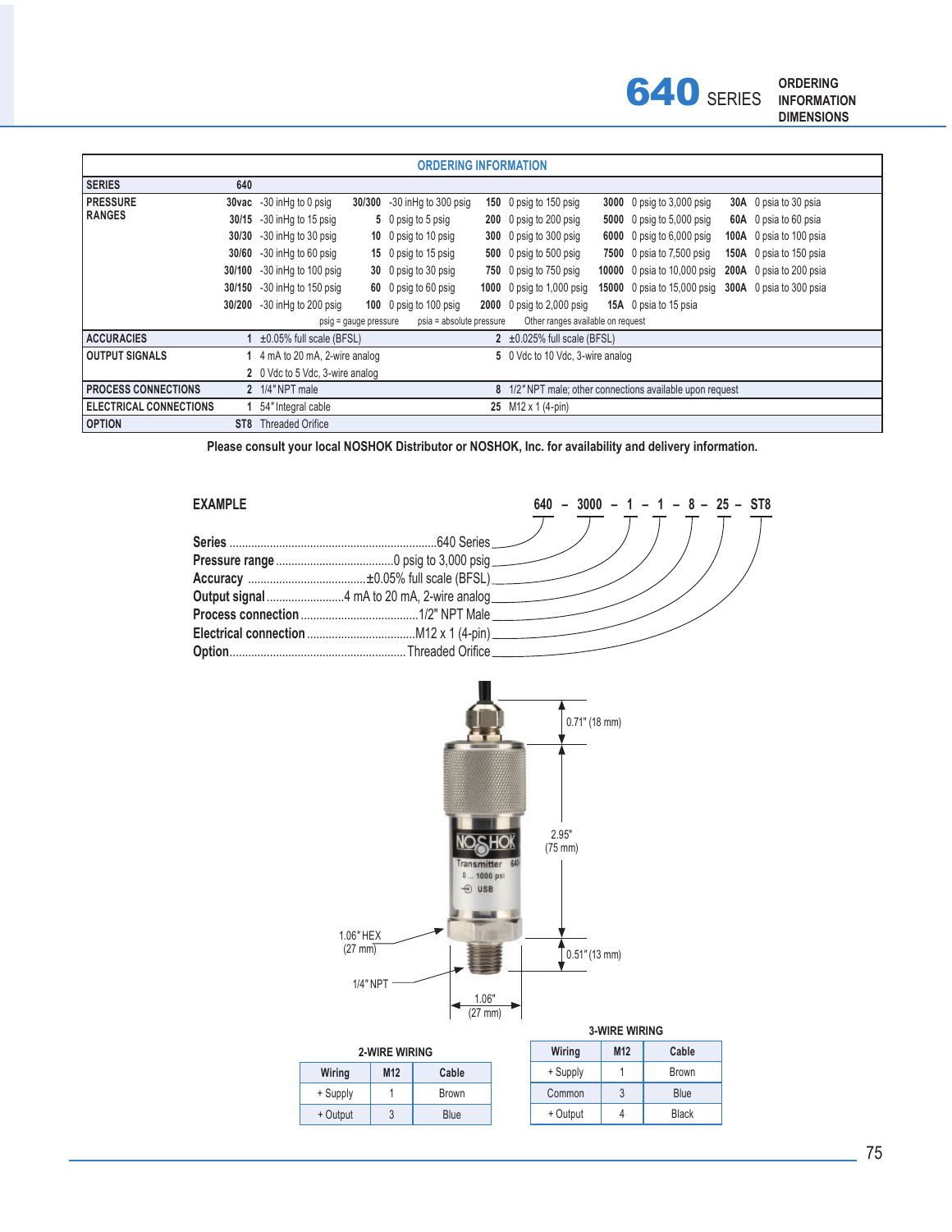# 640 SERIES

**ORDERING INFORMATION**
**DIMENSIONS**

## ORDERING INFORMATION

| | | |
|---|---|---|
| **SERIES** | **640** | |
| **PRESSURE RANGES** | **30vac** -30 inHg to 0 psig<br>**30/15** -30 inHg to 15 psig<br>**30/30** -30 inHg to 30 psig<br>**30/60** -30 inHg to 60 psig<br>**30/100** -30 inHg to 100 psig<br>**30/150** -30 inHg to 150 psig<br>**30/200** -30 inHg to 200 psig<br>**30/300** -30 inHg to 300 psig<br>**5** 0 psig to 5 psig<br>**10** 0 psig to 10 psig<br>**15** 0 psig to 15 psig<br>**30** 0 psig to 30 psig<br>**60** 0 psig to 60 psig<br>**100** 0 psig to 100 psig<br>**150** 0 psig to 150 psig<br>**200** 0 psig to 200 psig<br>**300** 0 psig to 300 psig<br>**500** 0 psig to 500 psig<br>**750** 0 psig to 750 psig<br>**1000** 0 psig to 1,000 psig<br>**2000** 0 psig to 2,000 psig | **3000** 0 psig to 3,000 psig<br>**5000** 0 psig to 5,000 psig<br>**6000** 0 psig to 6,000 psig<br>**7500** 0 psia to 7,500 psig<br>**10000** 0 psia to 10,000 psig<br>**15000** 0 psia to 15,000 psig<br>**15A** 0 psia to 15 psia<br>**30A** 0 psia to 30 psia<br>**60A** 0 psia to 60 psia<br>**100A** 0 psia to 100 psia<br>**150A** 0 psia to 150 psia<br>**200A** 0 psia to 200 psia<br>**300A** 0 psia to 300 psia |
| | psig = gauge pressure psia = absolute pressure Other ranges available on request | |
| **ACCURACIES** | **1** ±0.05% full scale (BFSL) | **2** ±0.025% full scale (BFSL) |
| **OUTPUT SIGNALS** | **1** 4 mA to 20 mA, 2-wire analog<br>**2** 0 Vdc to 5 Vdc, 3-wire analog | **5** 0 Vdc to 10 Vdc, 3-wire analog |
| **PROCESS CONNECTIONS** | **2** 1/4" NPT male | **8** 1/2" NPT male; other connections available upon request |
| **ELECTRICAL CONNECTIONS** | **1** 54" Integral cable | **25** M12 x 1 (4-pin) |
| **OPTION** | **ST8** Threaded Orifice | |

**Please consult your local NOSHOK Distributor or NOSHOK, Inc. for availability and delivery information.**

## EXAMPLE

**640 – 3000 – 1 – 1 – 8 – 25 – ST8**

- **Series** .......................................................640 Series
- **Pressure range** .....................................0 psig to 3,000 psig
- **Accuracy** .....................................±0.05% full scale (BFSL)
- **Output signal** .........................4 mA to 20 mA, 2-wire analog
- **Process connection** .....................................1/2" NPT Male
- **Electrical connection** ..................................M12 x 1 (4-pin)
- **Option**.......................................................Threaded Orifice

0.71" (18 mm)
2.95" (75 mm)
0.51" (13 mm)
1.06" HEX (27 mm)
1/4" NPT
1.06" (27 mm)

### 2-WIRE WIRING

| Wiring | M12 | Cable |
|---|---|---|
| + Supply | 1 | Brown |
| + Output | 3 | Blue |

### 3-WIRE WIRING

| Wiring | M12 | Cable |
|---|---|---|
| + Supply | 1 | Brown |
| Common | 3 | Blue |
| + Output | 4 | Black |